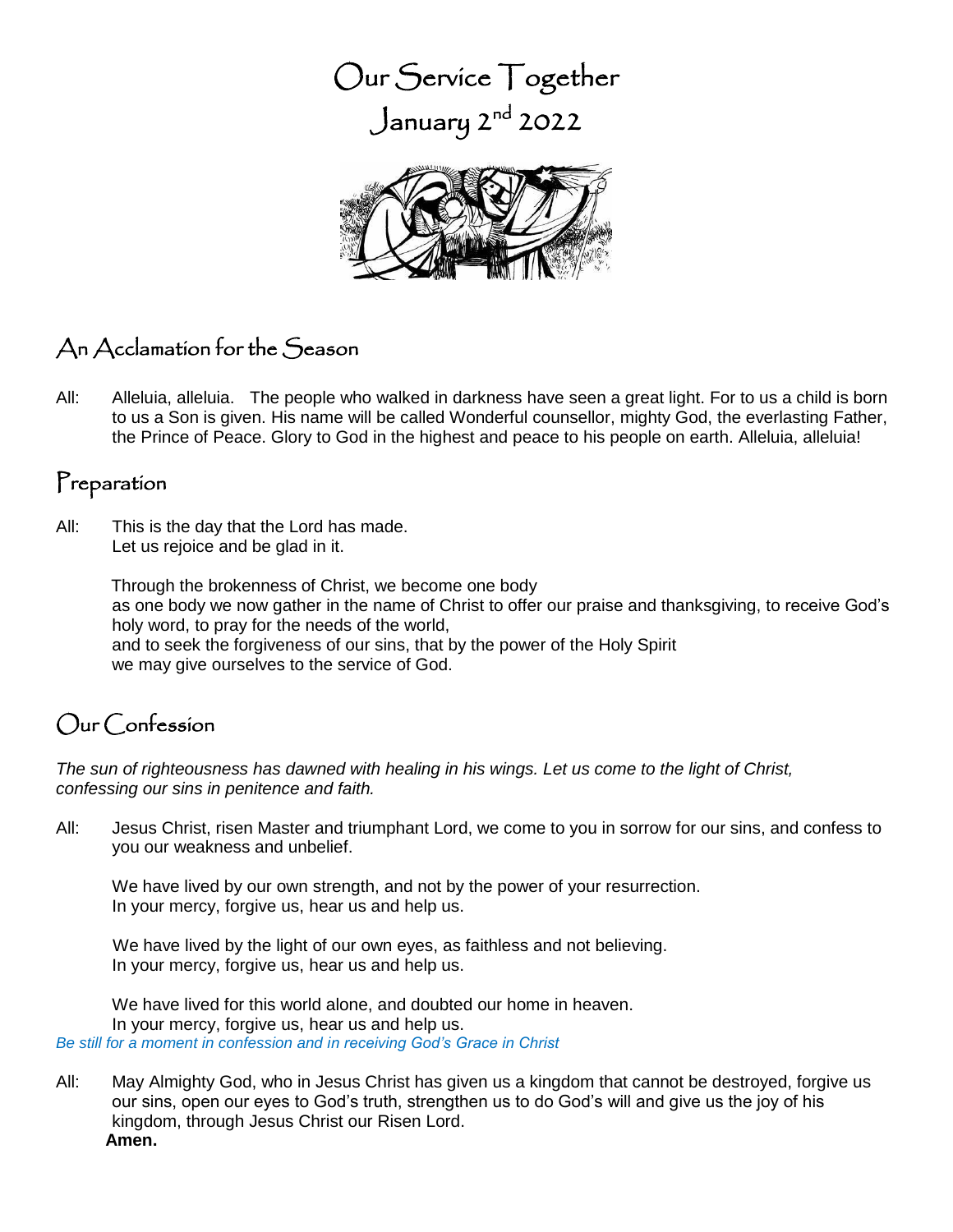# Our Service Together

## January 2nd 2022

## An Acclamation for the Season

All: Alleluia, alleluia. The people who walked in darkness have seen a great light. For to us a child is born to us a Son is given. His name will be called Wonderful counsellor, mighty God, the everlasting Father, the Prince of Peace. Glory to God in the highest and peace to his people on earth. Alleluia, alleluia!

## Preparation

All: This is the day that the Lord has made.
Let us rejoice and be glad in it.

Through the brokenness of Christ, we become one body
as one body we now gather in the name of Christ to offer our praise and thanksgiving, to receive God's holy word, to pray for the needs of the world,
and to seek the forgiveness of our sins, that by the power of the Holy Spirit
we may give ourselves to the service of God.

## Our Confession

*The sun of righteousness has dawned with healing in his wings. Let us come to the light of Christ, confessing our sins in penitence and faith.*

All: Jesus Christ, risen Master and triumphant Lord, we come to you in sorrow for our sins, and confess to you our weakness and unbelief.

We have lived by our own strength, and not by the power of your resurrection.
In your mercy, forgive us, hear us and help us.

We have lived by the light of our own eyes, as faithless and not believing.
In your mercy, forgive us, hear us and help us.

We have lived for this world alone, and doubted our home in heaven.
In your mercy, forgive us, hear us and help us.

*Be still for a moment in confession and in receiving God's Grace in Christ*

All: May Almighty God, who in Jesus Christ has given us a kingdom that cannot be destroyed, forgive us our sins, open our eyes to God's truth, strengthen us to do God's will and give us the joy of his kingdom, through Jesus Christ our Risen Lord.
**Amen.**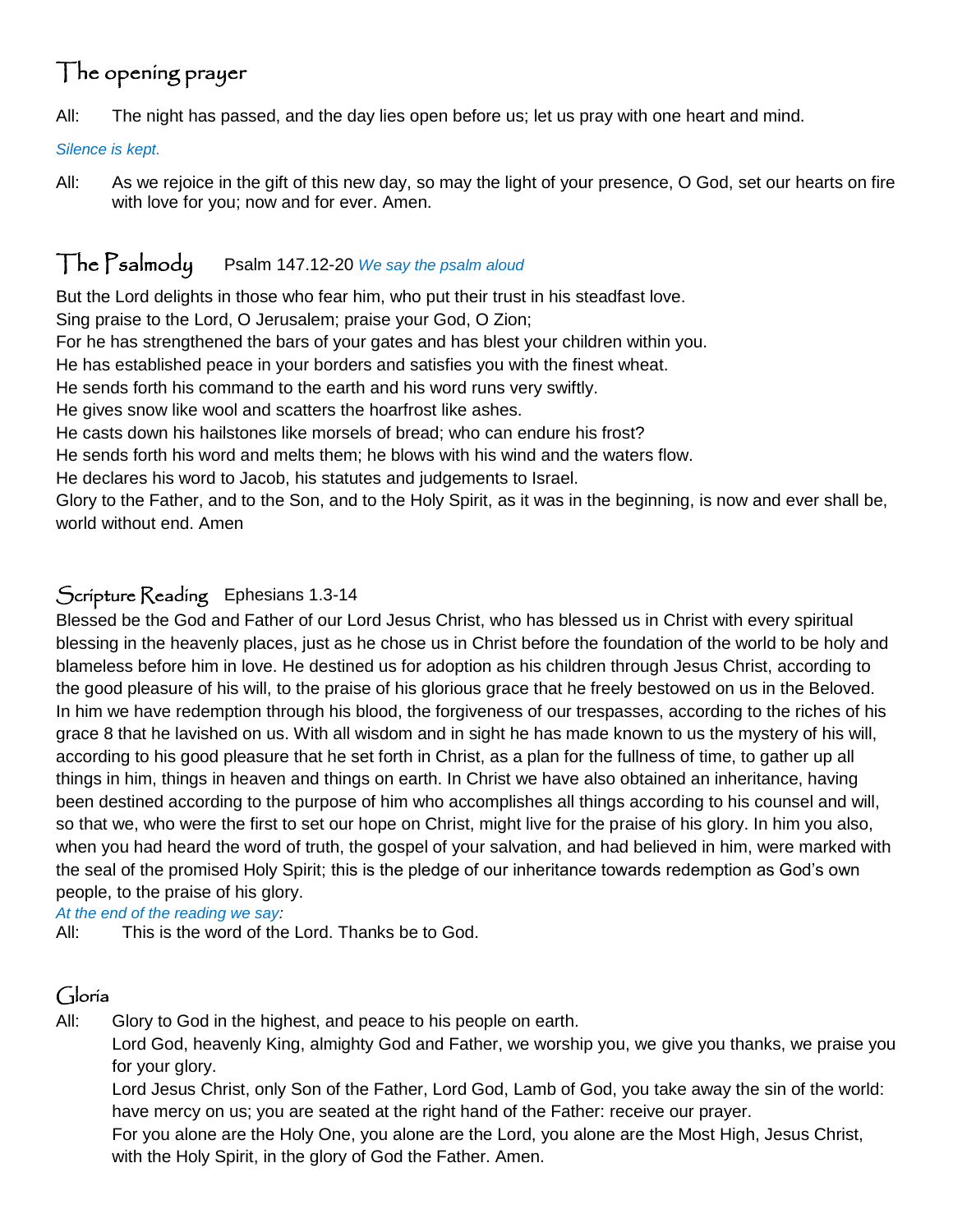## The opening prayer

All: The night has passed, and the day lies open before us; let us pray with one heart and mind.

*Silence is kept.*

All: As we rejoice in the gift of this new day, so may the light of your presence, O God, set our hearts on fire with love for you; now and for ever. Amen.

## The Psalmody Psalm 147.12-20 *We say the psalm aloud*

But the Lord delights in those who fear him, who put their trust in his steadfast love.
Sing praise to the Lord, O Jerusalem; praise your God, O Zion;
For he has strengthened the bars of your gates and has blest your children within you.
He has established peace in your borders and satisfies you with the finest wheat.
He sends forth his command to the earth and his word runs very swiftly.
He gives snow like wool and scatters the hoarfrost like ashes.
He casts down his hailstones like morsels of bread; who can endure his frost?
He sends forth his word and melts them; he blows with his wind and the waters flow.
He declares his word to Jacob, his statutes and judgements to Israel.
Glory to the Father, and to the Son, and to the Holy Spirit, as it was in the beginning, is now and ever shall be, world without end. Amen

## Scripture Reading Ephesians 1.3-14

Blessed be the God and Father of our Lord Jesus Christ, who has blessed us in Christ with every spiritual blessing in the heavenly places, just as he chose us in Christ before the foundation of the world to be holy and blameless before him in love. He destined us for adoption as his children through Jesus Christ, according to the good pleasure of his will, to the praise of his glorious grace that he freely bestowed on us in the Beloved. In him we have redemption through his blood, the forgiveness of our trespasses, according to the riches of his grace 8 that he lavished on us. With all wisdom and in sight he has made known to us the mystery of his will, according to his good pleasure that he set forth in Christ, as a plan for the fullness of time, to gather up all things in him, things in heaven and things on earth. In Christ we have also obtained an inheritance, having been destined according to the purpose of him who accomplishes all things according to his counsel and will, so that we, who were the first to set our hope on Christ, might live for the praise of his glory. In him you also, when you had heard the word of truth, the gospel of your salvation, and had believed in him, were marked with the seal of the promised Holy Spirit; this is the pledge of our inheritance towards redemption as God's own people, to the praise of his glory.

*At the end of the reading we say:*

All: This is the word of the Lord. Thanks be to God.

## Gloria

All: Glory to God in the highest, and peace to his people on earth.
Lord God, heavenly King, almighty God and Father, we worship you, we give you thanks, we praise you for your glory.
Lord Jesus Christ, only Son of the Father, Lord God, Lamb of God, you take away the sin of the world: have mercy on us; you are seated at the right hand of the Father: receive our prayer.
For you alone are the Holy One, you alone are the Lord, you alone are the Most High, Jesus Christ, with the Holy Spirit, in the glory of God the Father. Amen.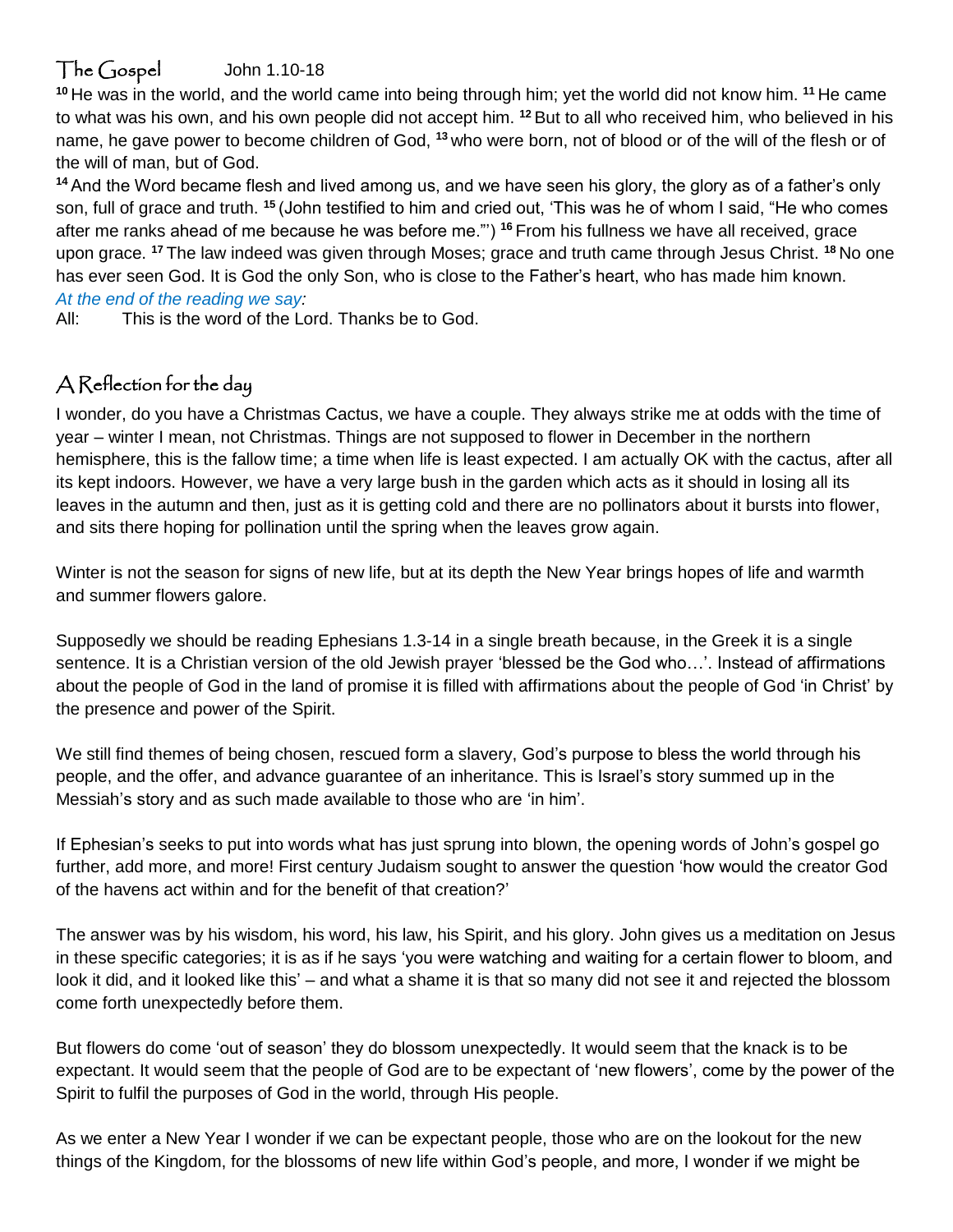## The Gospel John 1.10-18

[10] He was in the world, and the world came into being through him; yet the world did not know him. [11] He came to what was his own, and his own people did not accept him. [12] But to all who received him, who believed in his name, he gave power to become children of God, [13] who were born, not of blood or of the will of the flesh or of the will of man, but of God.

[14] And the Word became flesh and lived among us, and we have seen his glory, the glory as of a father's only son, full of grace and truth. [15] (John testified to him and cried out, 'This was he of whom I said, "He who comes after me ranks ahead of me because he was before me."') [16] From his fullness we have all received, grace upon grace. [17] The law indeed was given through Moses; grace and truth came through Jesus Christ. [18] No one has ever seen God. It is God the only Son, who is close to the Father's heart, who has made him known.

*At the end of the reading we say:*

All: This is the word of the Lord. Thanks be to God.

## A Reflection for the day

I wonder, do you have a Christmas Cactus, we have a couple. They always strike me at odds with the time of year – winter I mean, not Christmas. Things are not supposed to flower in December in the northern hemisphere, this is the fallow time; a time when life is least expected. I am actually OK with the cactus, after all its kept indoors. However, we have a very large bush in the garden which acts as it should in losing all its leaves in the autumn and then, just as it is getting cold and there are no pollinators about it bursts into flower, and sits there hoping for pollination until the spring when the leaves grow again.

Winter is not the season for signs of new life, but at its depth the New Year brings hopes of life and warmth and summer flowers galore.

Supposedly we should be reading Ephesians 1.3-14 in a single breath because, in the Greek it is a single sentence. It is a Christian version of the old Jewish prayer 'blessed be the God who…'. Instead of affirmations about the people of God in the land of promise it is filled with affirmations about the people of God 'in Christ' by the presence and power of the Spirit.

We still find themes of being chosen, rescued form a slavery, God's purpose to bless the world through his people, and the offer, and advance guarantee of an inheritance. This is Israel's story summed up in the Messiah's story and as such made available to those who are 'in him'.

If Ephesian's seeks to put into words what has just sprung into blown, the opening words of John's gospel go further, add more, and more! First century Judaism sought to answer the question 'how would the creator God of the havens act within and for the benefit of that creation?'

The answer was by his wisdom, his word, his law, his Spirit, and his glory. John gives us a meditation on Jesus in these specific categories; it is as if he says 'you were watching and waiting for a certain flower to bloom, and look it did, and it looked like this' – and what a shame it is that so many did not see it and rejected the blossom come forth unexpectedly before them.

But flowers do come 'out of season' they do blossom unexpectedly. It would seem that the knack is to be expectant. It would seem that the people of God are to be expectant of 'new flowers', come by the power of the Spirit to fulfil the purposes of God in the world, through His people.

As we enter a New Year I wonder if we can be expectant people, those who are on the lookout for the new things of the Kingdom, for the blossoms of new life within God's people, and more, I wonder if we might be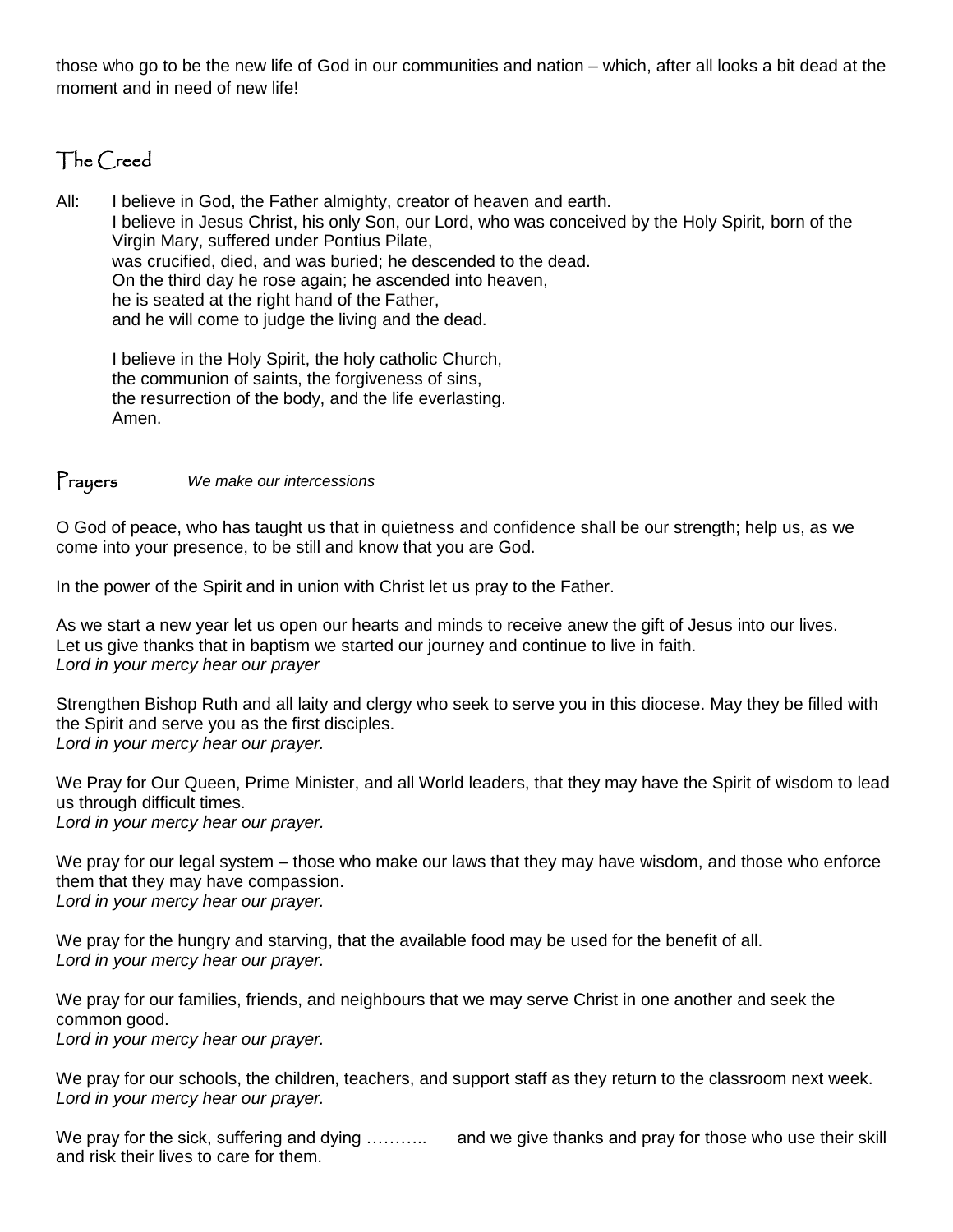those who go to be the new life of God in our communities and nation – which, after all looks a bit dead at the moment and in need of new life!

## The Creed

All: I believe in God, the Father almighty, creator of heaven and earth.
I believe in Jesus Christ, his only Son, our Lord, who was conceived by the Holy Spirit, born of the Virgin Mary, suffered under Pontius Pilate,
was crucified, died, and was buried; he descended to the dead.
On the third day he rose again; he ascended into heaven,
he is seated at the right hand of the Father,
and he will come to judge the living and the dead.

I believe in the Holy Spirit, the holy catholic Church,
the communion of saints, the forgiveness of sins,
the resurrection of the body, and the life everlasting.
Amen.

## Prayers *We make our intercessions*

O God of peace, who has taught us that in quietness and confidence shall be our strength; help us, as we come into your presence, to be still and know that you are God.

In the power of the Spirit and in union with Christ let us pray to the Father.

As we start a new year let us open our hearts and minds to receive anew the gift of Jesus into our lives.
Let us give thanks that in baptism we started our journey and continue to live in faith.
*Lord in your mercy hear our prayer*

Strengthen Bishop Ruth and all laity and clergy who seek to serve you in this diocese. May they be filled with the Spirit and serve you as the first disciples.
*Lord in your mercy hear our prayer.*

We Pray for Our Queen, Prime Minister, and all World leaders, that they may have the Spirit of wisdom to lead us through difficult times.
*Lord in your mercy hear our prayer.*

We pray for our legal system – those who make our laws that they may have wisdom, and those who enforce them that they may have compassion.
*Lord in your mercy hear our prayer.*

We pray for the hungry and starving, that the available food may be used for the benefit of all.
*Lord in your mercy hear our prayer.*

We pray for our families, friends, and neighbours that we may serve Christ in one another and seek the common good.
*Lord in your mercy hear our prayer.*

We pray for our schools, the children, teachers, and support staff as they return to the classroom next week.
*Lord in your mercy hear our prayer.*

We pray for the sick, suffering and dying ……….. and we give thanks and pray for those who use their skill and risk their lives to care for them.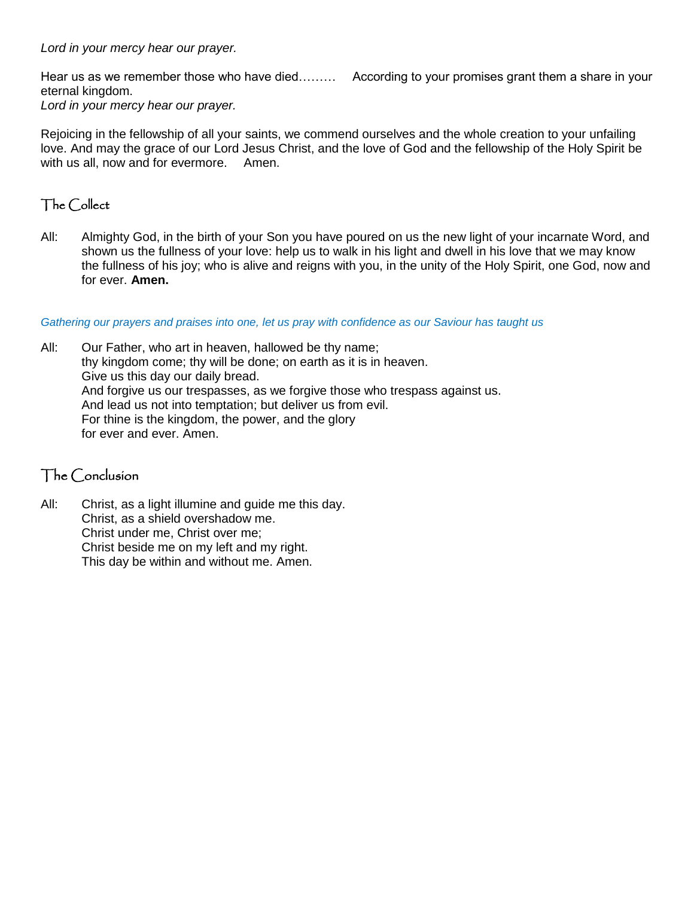*Lord in your mercy hear our prayer.*

Hear us as we remember those who have died……… According to your promises grant them a share in your eternal kingdom.
*Lord in your mercy hear our prayer.*

Rejoicing in the fellowship of all your saints, we commend ourselves and the whole creation to your unfailing love. And may the grace of our Lord Jesus Christ, and the love of God and the fellowship of the Holy Spirit be with us all, now and for evermore. Amen.

## The Collect

All: Almighty God, in the birth of your Son you have poured on us the new light of your incarnate Word, and shown us the fullness of your love: help us to walk in his light and dwell in his love that we may know the fullness of his joy; who is alive and reigns with you, in the unity of the Holy Spirit, one God, now and for ever. **Amen.**

*Gathering our prayers and praises into one, let us pray with confidence as our Saviour has taught us*

All: Our Father, who art in heaven, hallowed be thy name;
thy kingdom come; thy will be done; on earth as it is in heaven.
Give us this day our daily bread.
And forgive us our trespasses, as we forgive those who trespass against us.
And lead us not into temptation; but deliver us from evil.
For thine is the kingdom, the power, and the glory
for ever and ever. Amen.

## The Conclusion

All: Christ, as a light illumine and guide me this day.
Christ, as a shield overshadow me.
Christ under me, Christ over me;
Christ beside me on my left and my right.
This day be within and without me. Amen.